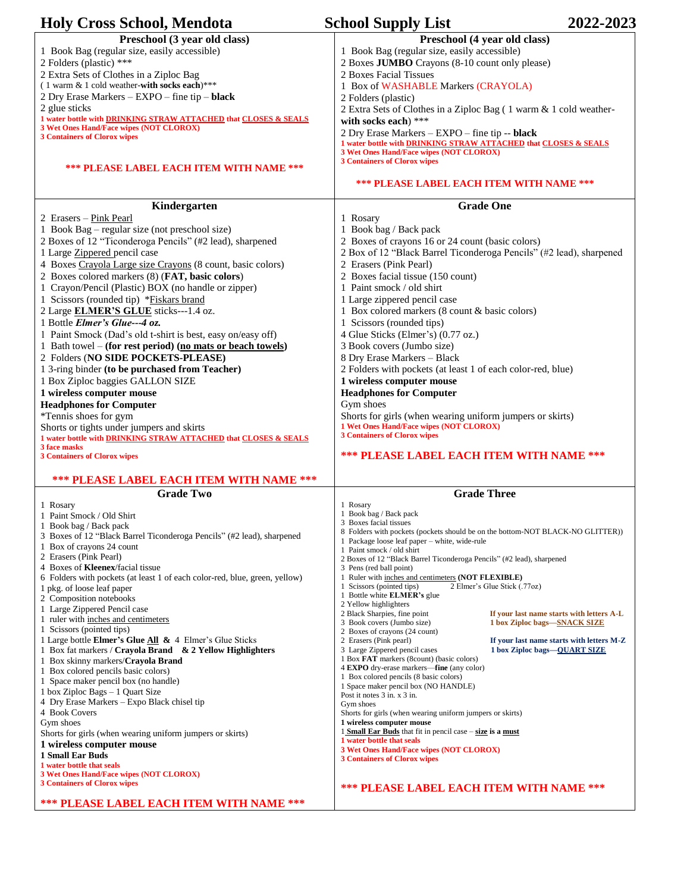# Holy Cross School, Mendota — School Supply List — 2022-2023

## Preschool (3 year old class)

1 Book Bag (regular size, easily accessible)
2 Folders (plastic) ***
2 Extra Sets of Clothes in a Ziploc Bag
( 1 warm & 1 cold weather-**with socks each**)***
2 Dry Erase Markers – EXPO – fine tip – **black**
2 glue sticks
**1 water bottle with DRINKING STRAW ATTACHED that CLOSES & SEALS**
**3 Wet Ones Hand/Face wipes (NOT CLOROX)**
**3 Containers of Clorox wipes**

**\*\*\* PLEASE LABEL EACH ITEM WITH NAME \*\*\***

## Preschool (4 year old class)

1 Book Bag (regular size, easily accessible)
2 Boxes **JUMBO** Crayons (8-10 count only please)
2 Boxes Facial Tissues
1 Box of WASHABLE Markers (CRAYOLA)
2 Folders (plastic)
2 Extra Sets of Clothes in a Ziploc Bag ( 1 warm & 1 cold weather-**with socks each**) ***
2 Dry Erase Markers – EXPO – fine tip -- **black**
**1 water bottle with DRINKING STRAW ATTACHED that CLOSES & SEALS**
**3 Wet Ones Hand/Face wipes (NOT CLOROX)**
**3 Containers of Clorox wipes**

**\*\*\* PLEASE LABEL EACH ITEM WITH NAME \*\*\***

## Kindergarten

2 Erasers – Pink Pearl
1 Book Bag – regular size (not preschool size)
2 Boxes of 12 "Ticonderoga Pencils" (#2 lead), sharpened
1 Large Zippered pencil case
4 Boxes Crayola Large size Crayons (8 count, basic colors)
2 Boxes colored markers (8) (**FAT, basic colors**)
1 Crayon/Pencil (Plastic) BOX (no handle or zipper)
1 Scissors (rounded tip) *Fiskars brand
2 Large **ELMER'S GLUE** sticks---1.4 oz.
1 Bottle ***Elmer's Glue---4 oz.***
1 Paint Smock (Dad's old t-shirt is best, easy on/easy off)
1 Bath towel – **(for rest period) (no mats or beach towels)**
2 Folders (**NO SIDE POCKETS-PLEASE)**
1 3-ring binder **(to be purchased from Teacher)**
1 Box Ziploc baggies GALLON SIZE
**1 wireless computer mouse**
**Headphones for Computer**
*Tennis shoes for gym
Shorts or tights under jumpers and skirts
**1 water bottle with DRINKING STRAW ATTACHED that CLOSES & SEALS**
**3 face masks**
**3 Containers of Clorox wipes**

**\*\*\* PLEASE LABEL EACH ITEM WITH NAME \*\*\***

## Grade One

1 Rosary
1 Book bag / Back pack
2 Boxes of crayons 16 or 24 count (basic colors)
2 Box of 12 "Black Barrel Ticonderoga Pencils" (#2 lead), sharpened
2 Erasers (Pink Pearl)
2 Boxes facial tissue (150 count)
1 Paint smock / old shirt
1 Large zippered pencil case
1 Box colored markers (8 count & basic colors)
1 Scissors (rounded tips)
4 Glue Sticks (Elmer's) (0.77 oz.)
3 Book covers (Jumbo size)
8 Dry Erase Markers – Black
2 Folders with pockets (at least 1 of each color-red, blue)
**1 wireless computer mouse**
**Headphones for Computer**
Gym shoes
Shorts for girls (when wearing uniform jumpers or skirts)
**1 Wet Ones Hand/Face wipes (NOT CLOROX)**
**3 Containers of Clorox wipes**

**\*\*\* PLEASE LABEL EACH ITEM WITH NAME \*\*\***

## Grade Two

1 Rosary
1 Paint Smock / Old Shirt
1 Book bag / Back pack
3 Boxes of 12 "Black Barrel Ticonderoga Pencils" (#2 lead), sharpened
1 Box of crayons 24 count
2 Erasers (Pink Pearl)
4 Boxes of **Kleenex**/facial tissue
6 Folders with pockets (at least 1 of each color-red, blue, green, yellow)
1 pkg. of loose leaf paper
2 Composition notebooks
1 Large Zippered Pencil case
1 ruler with inches and centimeters
1 Scissors (pointed tips)
1 Large bottle **Elmer's Glue All** & 4 Elmer's Glue Sticks
1 Box fat markers / **Crayola Brand & 2 Yellow Highlighters**
1 Box skinny markers/**Crayola Brand**
1 Box colored pencils basic colors)
1 Space maker pencil box (no handle)
1 box Ziploc Bags – 1 Quart Size
4 Dry Erase Markers – Expo Black chisel tip
4 Book Covers
Gym shoes
Shorts for girls (when wearing uniform jumpers or skirts)
**1 wireless computer mouse**
**1 Small Ear Buds**
**1 water bottle that seals**
**3 Wet Ones Hand/Face wipes (NOT CLOROX)**
**3 Containers of Clorox wipes**

**\*\*\* PLEASE LABEL EACH ITEM WITH NAME \*\*\***

## Grade Three

1 Rosary
1 Book bag / Back pack
3 Boxes facial tissues
8 Folders with pockets (pockets should be on the bottom-NOT BLACK-NO GLITTER))
1 Package loose leaf paper – white, wide-rule
1 Paint smock / old shirt
2 Boxes of 12 "Black Barrel Ticonderoga Pencils" (#2 lead), sharpened
3 Pens (red ball point)
1 Ruler with inches and centimeters **(NOT FLEXIBLE)**
1 Scissors (pointed tips) 2 Elmer's Glue Stick (.77oz)
1 Bottle white **ELMER's** glue
2 Yellow highlighters
2 Black Sharpies, fine point
3 Book covers (Jumbo size)
2 Boxes of crayons (24 count)
2 Erasers (Pink pearl)
3 Large Zippered pencil cases
1 Box **FAT** markers (8count) (basic colors)
4 **EXPO** dry-erase markers—**fine** (any color)
1 Box colored pencils (8 basic colors)
1 Space maker pencil box (NO HANDLE)
Post it notes 3 in. x 3 in.
Gym shoes
Shorts for girls (when wearing uniform jumpers or skirts)
**1 wireless computer mouse**
1 **Small Ear Buds** that fit in pencil case – **size** is a **must**
**1 water bottle that seals**
**3 Wet Ones Hand/Face wipes (NOT CLOROX)**
**3 Containers of Clorox wipes**

**If your last name starts with letters A-L**
**1 box Ziploc bags—SNACK SIZE**

**If your last name starts with letters M-Z**
**1 box Ziploc bags—QUART SIZE**

**\*\*\* PLEASE LABEL EACH ITEM WITH NAME \*\*\***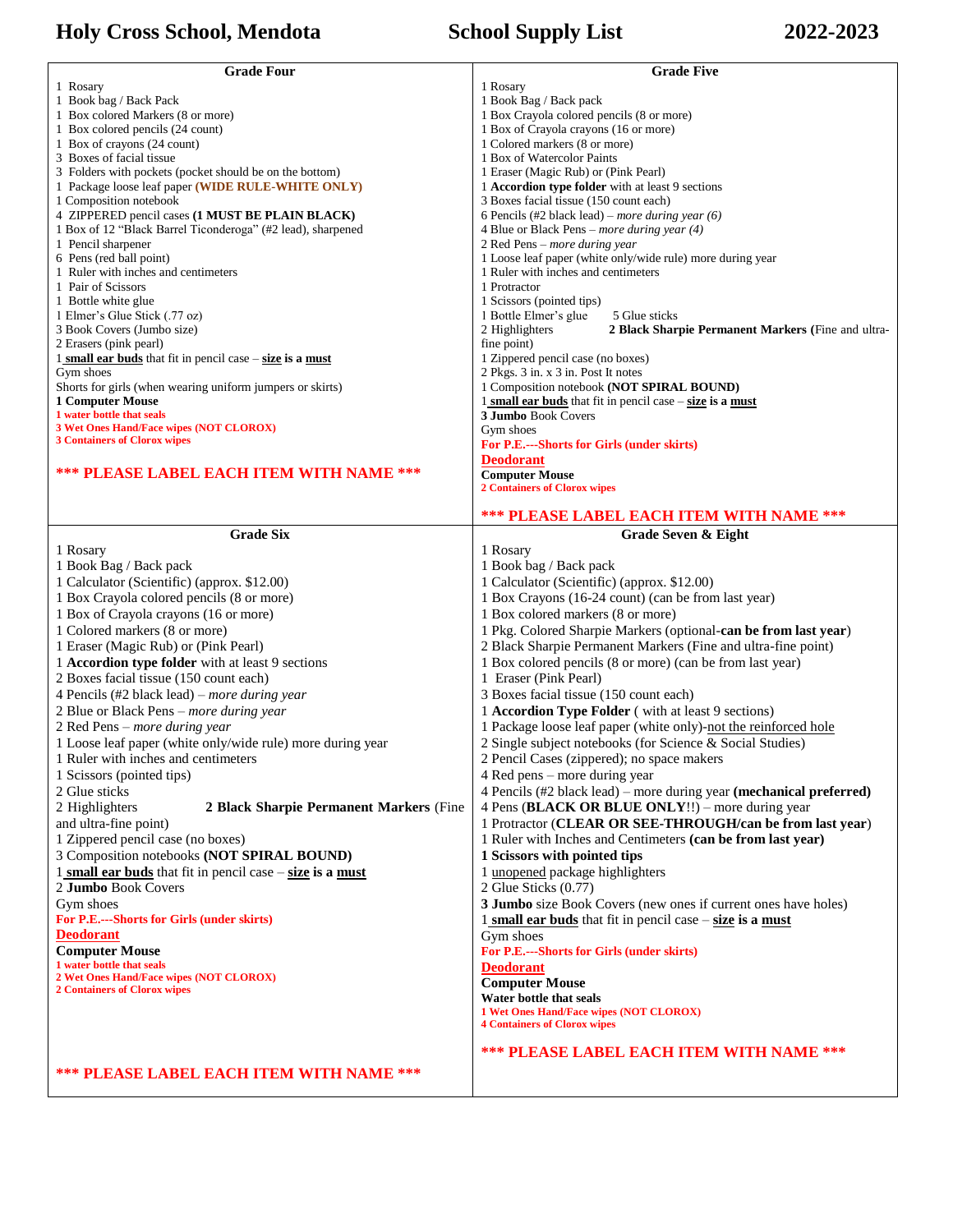# Holy Cross School, Mendota School Supply List 2022-2023

## Grade Four

1 Rosary
1 Book bag / Back Pack
1 Box colored Markers (8 or more)
1 Box colored pencils (24 count)
1 Box of crayons (24 count)
3 Boxes of facial tissue
3 Folders with pockets (pocket should be on the bottom)
1 Package loose leaf paper **(WIDE RULE-WHITE ONLY)**
1 Composition notebook
4 ZIPPERED pencil cases **(1 MUST BE PLAIN BLACK)**
1 Box of 12 "Black Barrel Ticonderoga" (#2 lead), sharpened
1 Pencil sharpener
6 Pens (red ball point)
1 Ruler with inches and centimeters
1 Pair of Scissors
1 Bottle white glue
1 Elmer's Glue Stick (.77 oz)
3 Book Covers (Jumbo size)
2 Erasers (pink pearl)
1 **small ear buds** that fit in pencil case – **size is a must**
Gym shoes
Shorts for girls (when wearing uniform jumpers or skirts)
**1 Computer Mouse**
**1 water bottle that seals**
**3 Wet Ones Hand/Face wipes (NOT CLOROX)**
**3 Containers of Clorox wipes**

**\*\*\* PLEASE LABEL EACH ITEM WITH NAME \*\*\***

## Grade Five

1 Rosary
1 Book Bag / Back pack
1 Box Crayola colored pencils (8 or more)
1 Box of Crayola crayons (16 or more)
1 Colored markers (8 or more)
1 Box of Watercolor Paints
1 Eraser (Magic Rub) or (Pink Pearl)
1 **Accordion type folder** with at least 9 sections
3 Boxes facial tissue (150 count each)
6 Pencils (#2 black lead) – *more during year (6)*
4 Blue or Black Pens – *more during year (4)*
2 Red Pens – *more during year*
1 Loose leaf paper (white only/wide rule) more during year
1 Ruler with inches and centimeters
1 Protractor
1 Scissors (pointed tips)
1 Bottle Elmer's glue
5 Glue sticks
2 Highlighters
**2 Black Sharpie Permanent Markers (**Fine and ultra-fine point)
1 Zippered pencil case (no boxes)
2 Pkgs. 3 in. x 3 in. Post It notes
1 Composition notebook **(NOT SPIRAL BOUND)**
1 **small ear buds** that fit in pencil case – **size is a must**
**3 Jumbo** Book Covers
Gym shoes
**For P.E.---Shorts for Girls (under skirts)**
**Deodorant**
**Computer Mouse**
**2 Containers of Clorox wipes**

**\*\*\* PLEASE LABEL EACH ITEM WITH NAME \*\*\***

## Grade Six

1 Rosary
1 Book Bag / Back pack
1 Calculator (Scientific) (approx. $12.00)
1 Box Crayola colored pencils (8 or more)
1 Box of Crayola crayons (16 or more)
1 Colored markers (8 or more)
1 Eraser (Magic Rub) or (Pink Pearl)
1 **Accordion type folder** with at least 9 sections
2 Boxes facial tissue (150 count each)
4 Pencils (#2 black lead) – *more during year*
2 Blue or Black Pens – *more during year*
2 Red Pens – *more during year*
1 Loose leaf paper (white only/wide rule) more during year
1 Ruler with inches and centimeters
1 Scissors (pointed tips)
2 Glue sticks
2 Highlighters
**2 Black Sharpie Permanent Markers** (Fine and ultra-fine point)
1 Zippered pencil case (no boxes)
3 Composition notebooks **(NOT SPIRAL BOUND)**
1 **small ear buds** that fit in pencil case – **size is a must**
2 **Jumbo** Book Covers
Gym shoes
**For P.E.---Shorts for Girls (under skirts)**
**Deodorant**
**Computer Mouse**
**1 water bottle that seals**
**2 Wet Ones Hand/Face wipes (NOT CLOROX)**
**2 Containers of Clorox wipes**

**\*\*\* PLEASE LABEL EACH ITEM WITH NAME \*\*\***

## Grade Seven & Eight

1 Rosary
1 Book bag / Back pack
1 Calculator (Scientific) (approx. $12.00)
1 Box Crayons (16-24 count) (can be from last year)
1 Box colored markers (8 or more)
1 Pkg. Colored Sharpie Markers (optional-**can be from last year**)
2 Black Sharpie Permanent Markers (Fine and ultra-fine point)
1 Box colored pencils (8 or more) (can be from last year)
1 Eraser (Pink Pearl)
3 Boxes facial tissue (150 count each)
1 **Accordion Type Folder** ( with at least 9 sections)
1 Package loose leaf paper (white only)-not the reinforced hole
2 Single subject notebooks (for Science & Social Studies)
2 Pencil Cases (zippered); no space makers
4 Red pens – more during year
4 Pencils (#2 black lead) – more during year **(mechanical preferred)**
4 Pens (**BLACK OR BLUE ONLY**!!) – more during year
1 Protractor (**CLEAR OR SEE-THROUGH/can be from last year**)
1 Ruler with Inches and Centimeters **(can be from last year)**
**1 Scissors with pointed tips**
1 unopened package highlighters
2 Glue Sticks (0.77)
**3 Jumbo** size Book Covers (new ones if current ones have holes)
1 **small ear buds** that fit in pencil case – **size is a must**
Gym shoes
**For P.E.---Shorts for Girls (under skirts)**
**Deodorant**
**Computer Mouse**
**Water bottle that seals**
**1 Wet Ones Hand/Face wipes (NOT CLOROX)**
**4 Containers of Clorox wipes**

**\*\*\* PLEASE LABEL EACH ITEM WITH NAME \*\*\***